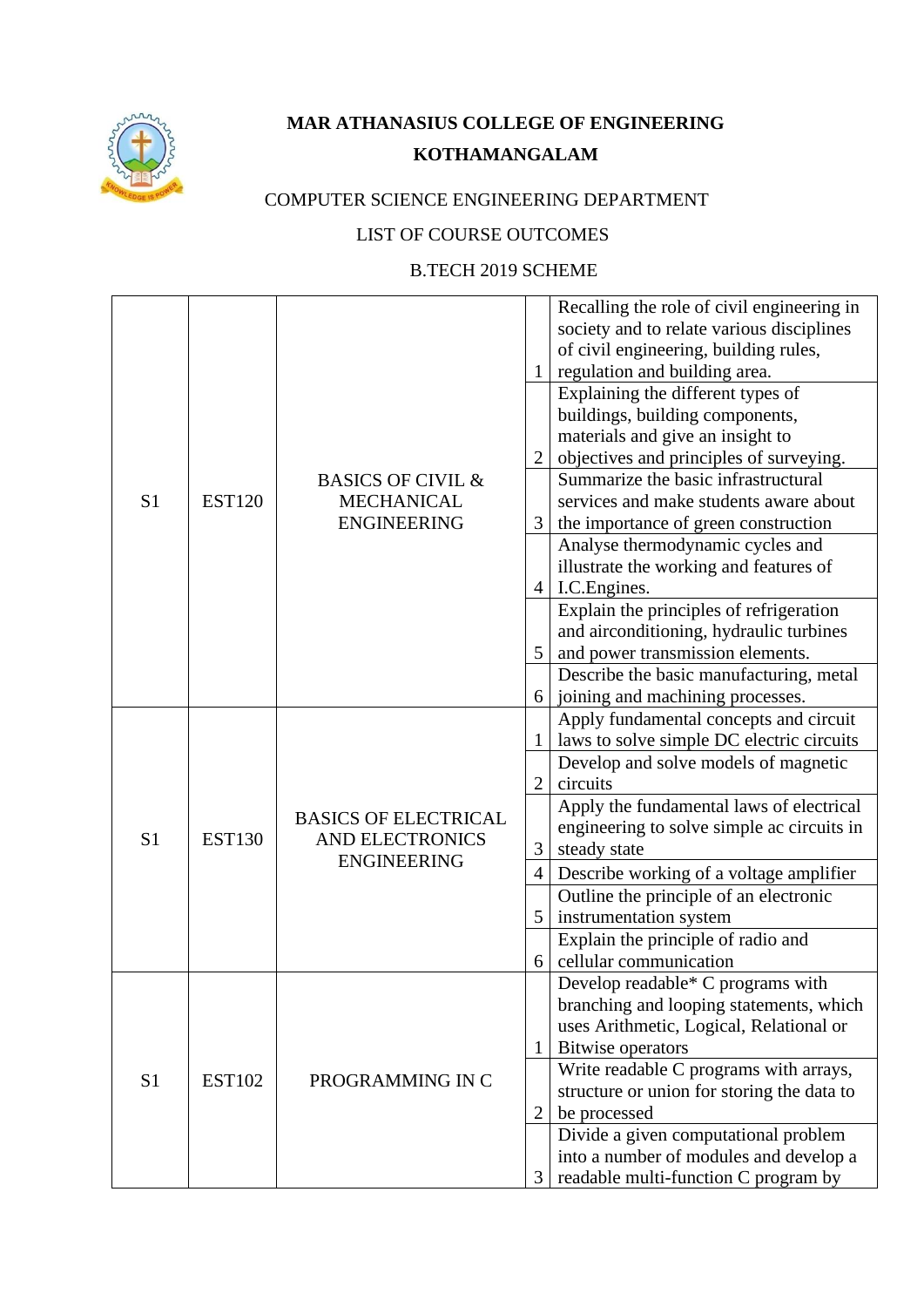**MAR ATHANASIUS COLLEGE OF ENGINEERING**

**KOTHAMANGALAM**

COMPUTER SCIENCE ENGINEERING DEPARTMENT

LIST OF COURSE OUTCOMES

B.TECH 2019 SCHEME

| | | | | |
|---|---|---|---|---|
| S1 | EST120 | BASICS OF CIVIL & MECHANICAL ENGINEERING | 1 | Recalling the role of civil engineering in society and to relate various disciplines of civil engineering, building rules, regulation and building area. |
| | | | 2 | Explaining the different types of buildings, building components, materials and give an insight to objectives and principles of surveying. |
| | | | 3 | Summarize the basic infrastructural services and make students aware about the importance of green construction |
| | | | 4 | Analyse thermodynamic cycles and illustrate the working and features of I.C.Engines. |
| | | | 5 | Explain the principles of refrigeration and airconditioning, hydraulic turbines and power transmission elements. |
| | | | 6 | Describe the basic manufacturing, metal joining and machining processes. |
| S1 | EST130 | BASICS OF ELECTRICAL AND ELECTRONICS ENGINEERING | 1 | Apply fundamental concepts and circuit laws to solve simple DC electric circuits |
| | | | 2 | Develop and solve models of magnetic circuits |
| | | | 3 | Apply the fundamental laws of electrical engineering to solve simple ac circuits in steady state |
| | | | 4 | Describe working of a voltage amplifier |
| | | | 5 | Outline the principle of an electronic instrumentation system |
| | | | 6 | Explain the principle of radio and cellular communication |
| S1 | EST102 | PROGRAMMING IN C | 1 | Develop readable* C programs with branching and looping statements, which uses Arithmetic, Logical, Relational or Bitwise operators |
| | | | 2 | Write readable C programs with arrays, structure or union for storing the data to be processed |
| | | | 3 | Divide a given computational problem into a number of modules and develop a readable multi-function C program by |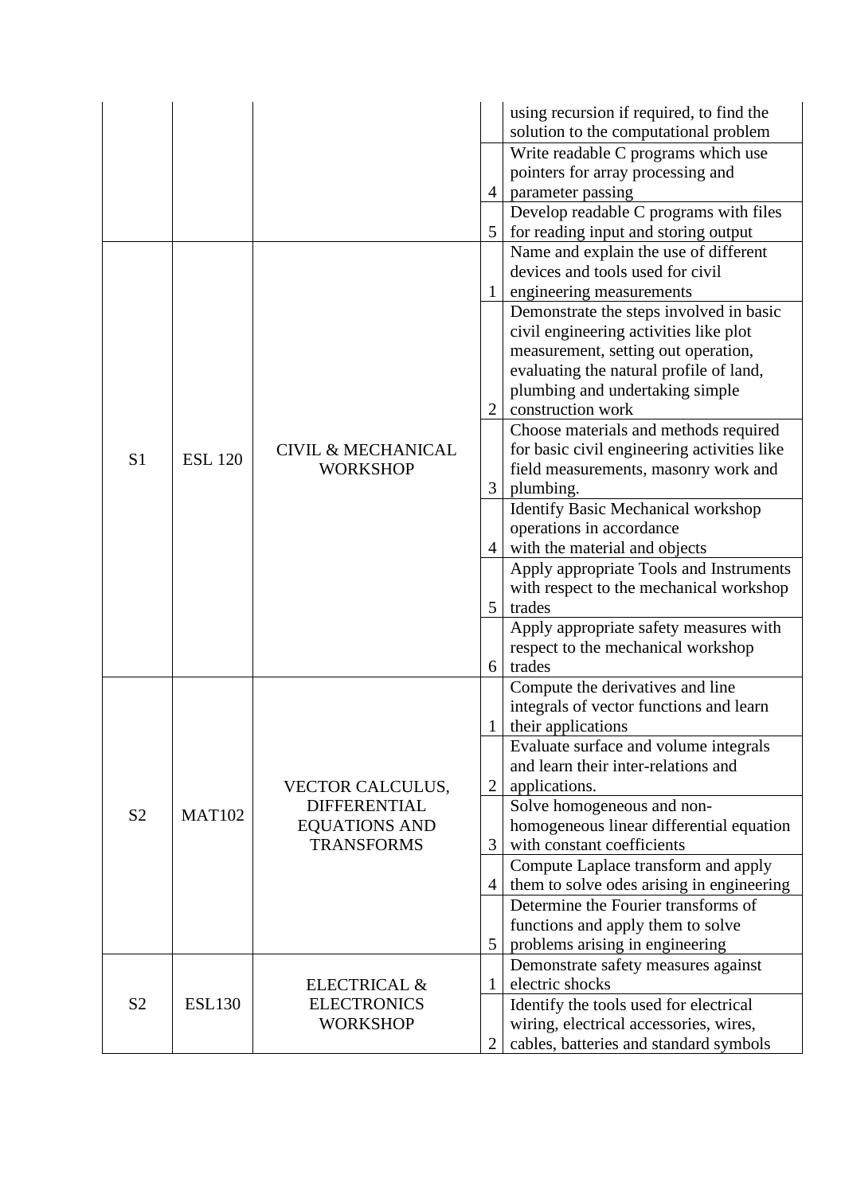| | | | | |
|---|---|---|---|---|
| | | | | using recursion if required, to find the solution to the computational problem |
| | | | 4 | Write readable C programs which use pointers for array processing and parameter passing |
| | | | 5 | Develop readable C programs with files for reading input and storing output |
| S1 | ESL 120 | CIVIL & MECHANICAL WORKSHOP | 1 | Name and explain the use of different devices and tools used for civil engineering measurements |
| | | | 2 | Demonstrate the steps involved in basic civil engineering activities like plot measurement, setting out operation, evaluating the natural profile of land, plumbing and undertaking simple construction work |
| | | | 3 | Choose materials and methods required for basic civil engineering activities like field measurements, masonry work and plumbing. |
| | | | 4 | Identify Basic Mechanical workshop operations in accordance with the material and objects |
| | | | 5 | Apply appropriate Tools and Instruments with respect to the mechanical workshop trades |
| | | | 6 | Apply appropriate safety measures with respect to the mechanical workshop trades |
| S2 | MAT102 | VECTOR CALCULUS, DIFFERENTIAL EQUATIONS AND TRANSFORMS | 1 | Compute the derivatives and line integrals of vector functions and learn their applications |
| | | | 2 | Evaluate surface and volume integrals and learn their inter-relations and applications. |
| | | | 3 | Solve homogeneous and non-homogeneous linear differential equation with constant coefficients |
| | | | 4 | Compute Laplace transform and apply them to solve odes arising in engineering |
| | | | 5 | Determine the Fourier transforms of functions and apply them to solve problems arising in engineering |
| S2 | ESL130 | ELECTRICAL & ELECTRONICS WORKSHOP | 1 | Demonstrate safety measures against electric shocks |
| | | | 2 | Identify the tools used for electrical wiring, electrical accessories, wires, cables, batteries and standard symbols |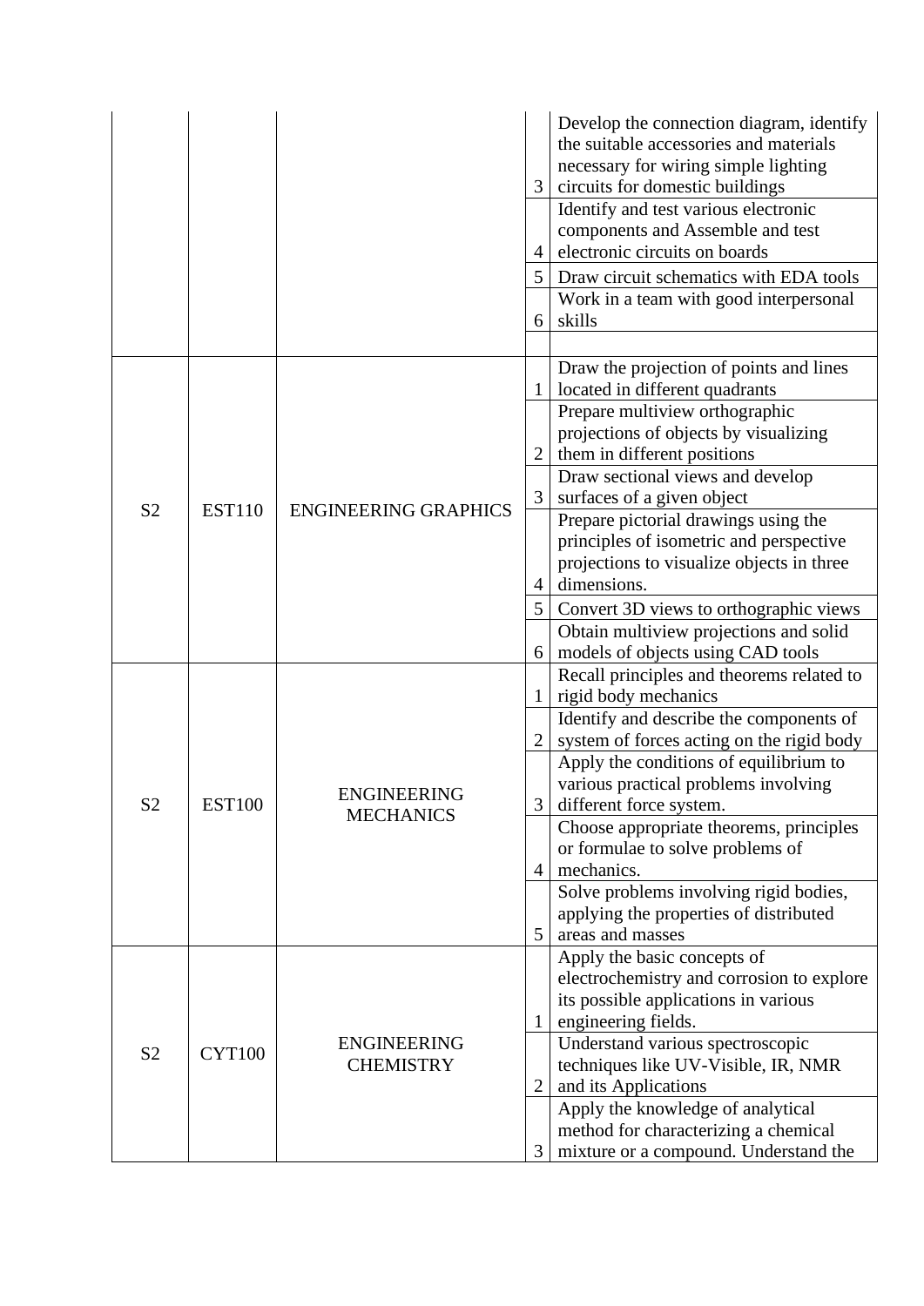| | | | | |
|---|---|---|---|---|
| | | | 3 | Develop the connection diagram, identify the suitable accessories and materials necessary for wiring simple lighting circuits for domestic buildings |
| | | | 4 | Identify and test various electronic components and Assemble and test electronic circuits on boards |
| | | | 5 | Draw circuit schematics with EDA tools |
| | | | 6 | Work in a team with good interpersonal skills |
| | | | | |
| S2 | EST110 | ENGINEERING GRAPHICS | 1 | Draw the projection of points and lines located in different quadrants |
| | | | 2 | Prepare multiview orthographic projections of objects by visualizing them in different positions |
| | | | 3 | Draw sectional views and develop surfaces of a given object |
| | | | 4 | Prepare pictorial drawings using the principles of isometric and perspective projections to visualize objects in three dimensions. |
| | | | 5 | Convert 3D views to orthographic views |
| | | | 6 | Obtain multiview projections and solid models of objects using CAD tools |
| S2 | EST100 | ENGINEERING MECHANICS | 1 | Recall principles and theorems related to rigid body mechanics |
| | | | 2 | Identify and describe the components of system of forces acting on the rigid body |
| | | | 3 | Apply the conditions of equilibrium to various practical problems involving different force system. |
| | | | 4 | Choose appropriate theorems, principles or formulae to solve problems of mechanics. |
| | | | 5 | Solve problems involving rigid bodies, applying the properties of distributed areas and masses |
| S2 | CYT100 | ENGINEERING CHEMISTRY | 1 | Apply the basic concepts of electrochemistry and corrosion to explore its possible applications in various engineering fields. |
| | | | 2 | Understand various spectroscopic techniques like UV-Visible, IR, NMR and its Applications |
| | | | 3 | Apply the knowledge of analytical method for characterizing a chemical mixture or a compound. Understand the |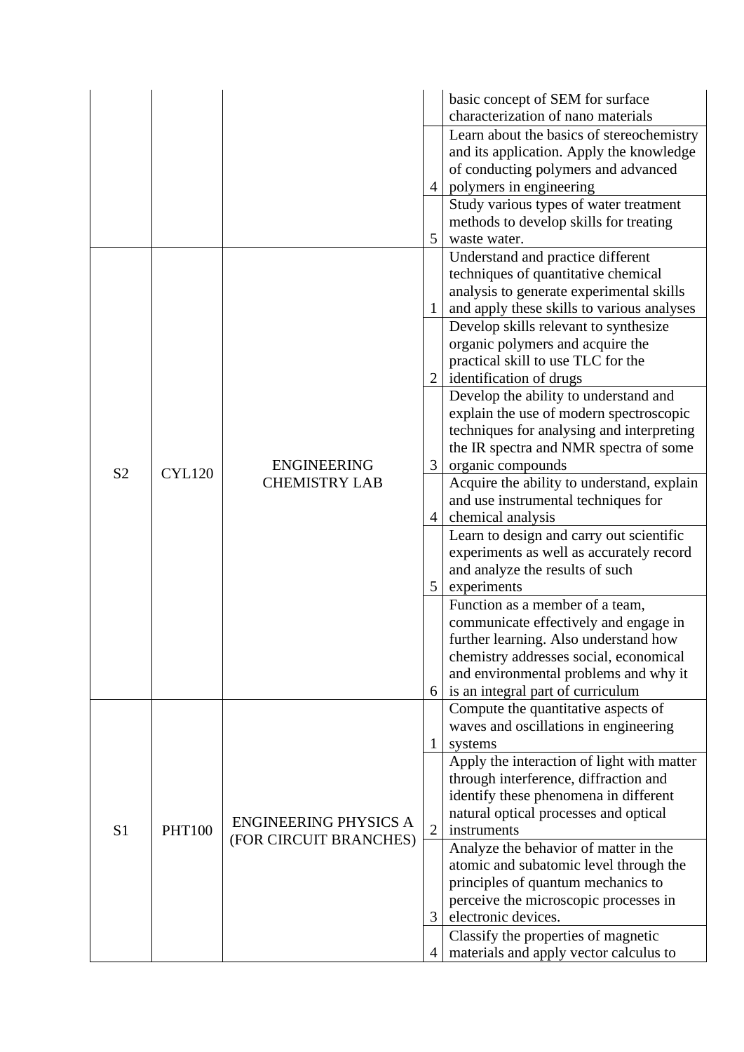| | | | | |
|---|---|---|---|---|
| | | | | basic concept of SEM for surface characterization of nano materials |
| | | | 4 | Learn about the basics of stereochemistry and its application. Apply the knowledge of conducting polymers and advanced polymers in engineering |
| | | | 5 | Study various types of water treatment methods to develop skills for treating waste water. |
| S2 | CYL120 | ENGINEERING CHEMISTRY LAB | 1 | Understand and practice different techniques of quantitative chemical analysis to generate experimental skills and apply these skills to various analyses |
| | | | 2 | Develop skills relevant to synthesize organic polymers and acquire the practical skill to use TLC for the identification of drugs |
| | | | 3 | Develop the ability to understand and explain the use of modern spectroscopic techniques for analysing and interpreting the IR spectra and NMR spectra of some organic compounds |
| | | | 4 | Acquire the ability to understand, explain and use instrumental techniques for chemical analysis |
| | | | 5 | Learn to design and carry out scientific experiments as well as accurately record and analyze the results of such experiments |
| | | | 6 | Function as a member of a team, communicate effectively and engage in further learning. Also understand how chemistry addresses social, economical and environmental problems and why it is an integral part of curriculum |
| S1 | PHT100 | ENGINEERING PHYSICS A (FOR CIRCUIT BRANCHES) | 1 | Compute the quantitative aspects of waves and oscillations in engineering systems |
| | | | 2 | Apply the interaction of light with matter through interference, diffraction and identify these phenomena in different natural optical processes and optical instruments |
| | | | 3 | Analyze the behavior of matter in the atomic and subatomic level through the principles of quantum mechanics to perceive the microscopic processes in electronic devices. |
| | | | 4 | Classify the properties of magnetic materials and apply vector calculus to |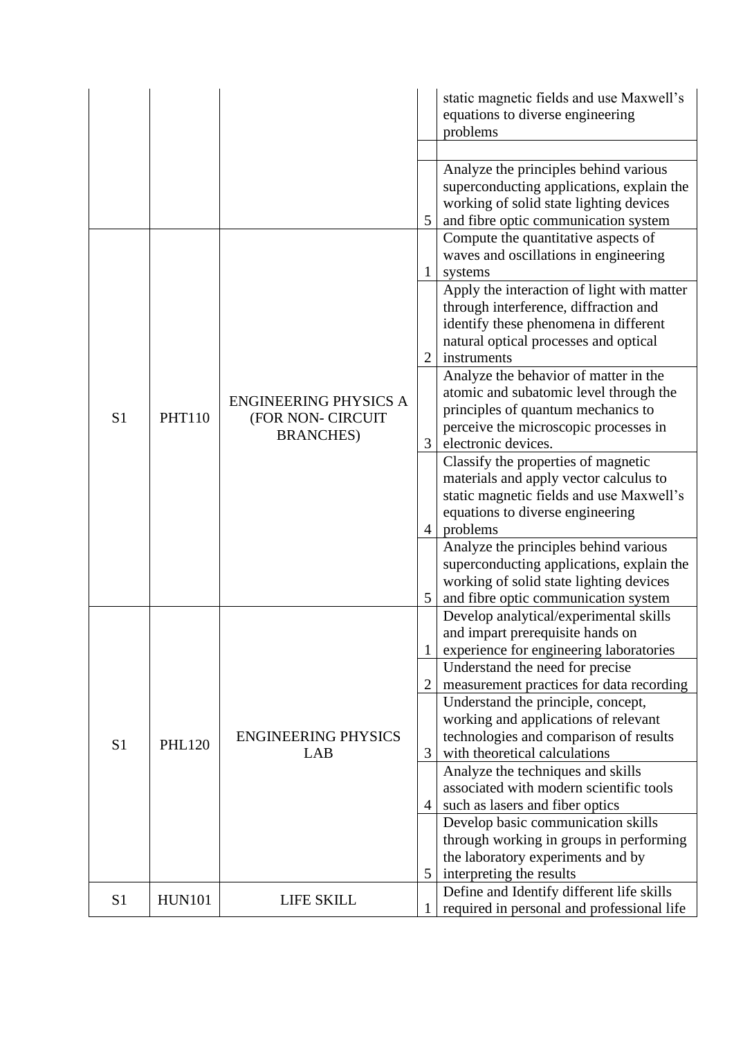| | | | | |
|---|---|---|---|---|
| | | | | static magnetic fields and use Maxwell's equations to diverse engineering problems |
| | | | | |
| | | | 5 | Analyze the principles behind various superconducting applications, explain the working of solid state lighting devices and fibre optic communication system |
| S1 | PHT110 | ENGINEERING PHYSICS A (FOR NON- CIRCUIT BRANCHES) | 1 | Compute the quantitative aspects of waves and oscillations in engineering systems |
| | | | 2 | Apply the interaction of light with matter through interference, diffraction and identify these phenomena in different natural optical processes and optical instruments |
| | | | 3 | Analyze the behavior of matter in the atomic and subatomic level through the principles of quantum mechanics to perceive the microscopic processes in electronic devices. |
| | | | 4 | Classify the properties of magnetic materials and apply vector calculus to static magnetic fields and use Maxwell's equations to diverse engineering problems |
| | | | 5 | Analyze the principles behind various superconducting applications, explain the working of solid state lighting devices and fibre optic communication system |
| S1 | PHL120 | ENGINEERING PHYSICS LAB | 1 | Develop analytical/experimental skills and impart prerequisite hands on experience for engineering laboratories |
| | | | 2 | Understand the need for precise measurement practices for data recording |
| | | | 3 | Understand the principle, concept, working and applications of relevant technologies and comparison of results with theoretical calculations |
| | | | 4 | Analyze the techniques and skills associated with modern scientific tools such as lasers and fiber optics |
| | | | 5 | Develop basic communication skills through working in groups in performing the laboratory experiments and by interpreting the results |
| S1 | HUN101 | LIFE SKILL | 1 | Define and Identify different life skills required in personal and professional life |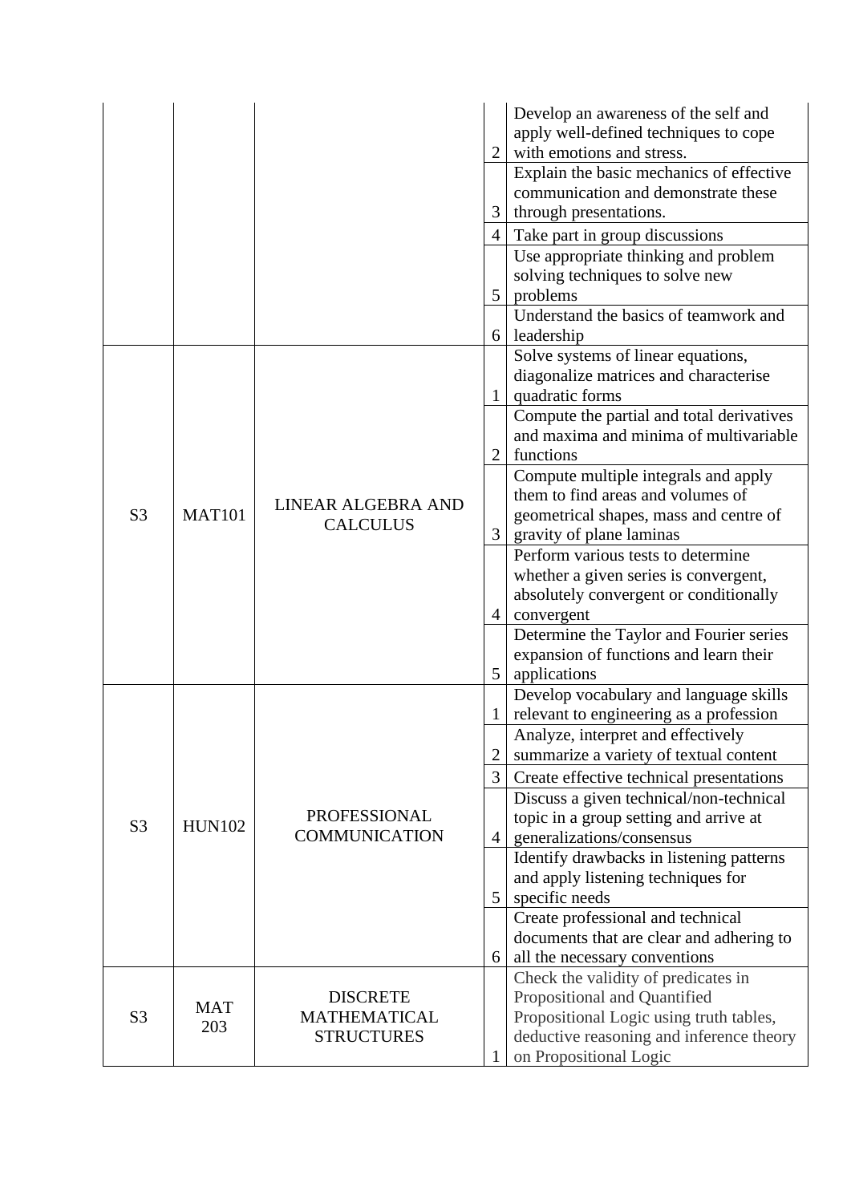| | | | | |
|---|---|---|---|---|
| | | | 2 | Develop an awareness of the self and apply well-defined techniques to cope with emotions and stress. |
| | | | 3 | Explain the basic mechanics of effective communication and demonstrate these through presentations. |
| | | | 4 | Take part in group discussions |
| | | | 5 | Use appropriate thinking and problem solving techniques to solve new problems |
| | | | 6 | Understand the basics of teamwork and leadership |
| S3 | MAT101 | LINEAR ALGEBRA AND CALCULUS | 1 | Solve systems of linear equations, diagonalize matrices and characterise quadratic forms |
| | | | 2 | Compute the partial and total derivatives and maxima and minima of multivariable functions |
| | | | 3 | Compute multiple integrals and apply them to find areas and volumes of geometrical shapes, mass and centre of gravity of plane laminas |
| | | | 4 | Perform various tests to determine whether a given series is convergent, absolutely convergent or conditionally convergent |
| | | | 5 | Determine the Taylor and Fourier series expansion of functions and learn their applications |
| S3 | HUN102 | PROFESSIONAL COMMUNICATION | 1 | Develop vocabulary and language skills relevant to engineering as a profession |
| | | | 2 | Analyze, interpret and effectively summarize a variety of textual content |
| | | | 3 | Create effective technical presentations |
| | | | 4 | Discuss a given technical/non-technical topic in a group setting and arrive at generalizations/consensus |
| | | | 5 | Identify drawbacks in listening patterns and apply listening techniques for specific needs |
| | | | 6 | Create professional and technical documents that are clear and adhering to all the necessary conventions |
| S3 | MAT 203 | DISCRETE MATHEMATICAL STRUCTURES | 1 | Check the validity of predicates in Propositional and Quantified Propositional Logic using truth tables, deductive reasoning and inference theory on Propositional Logic |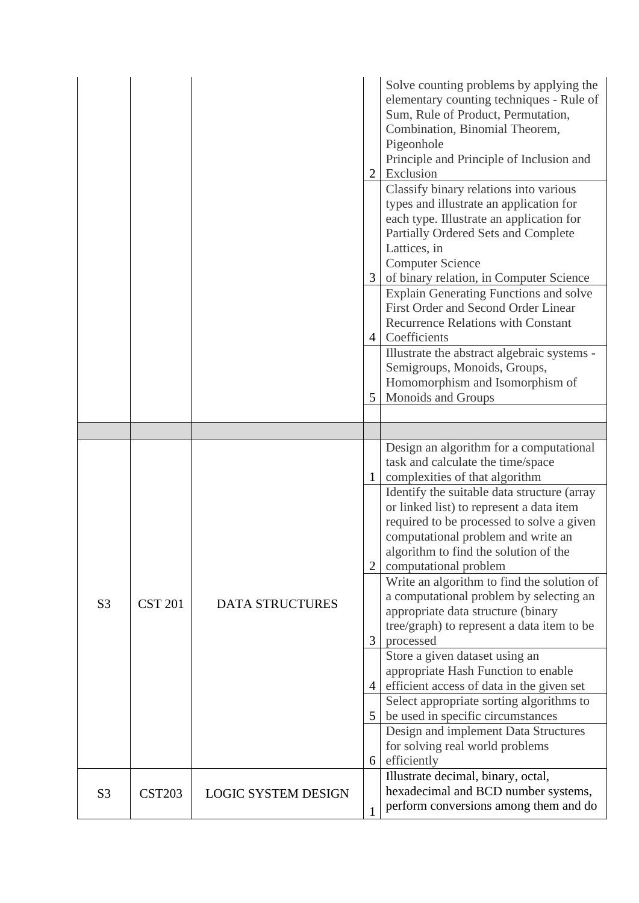| | | | | |
|---|---|---|---|---|
| | | | 2 | Solve counting problems by applying the elementary counting techniques - Rule of Sum, Rule of Product, Permutation, Combination, Binomial Theorem, Pigeonhole Principle and Principle of Inclusion and Exclusion |
| | | | 3 | Classify binary relations into various types and illustrate an application for each type. Illustrate an application for Partially Ordered Sets and Complete Lattices, in Computer Science of binary relation, in Computer Science |
| | | | 4 | Explain Generating Functions and solve First Order and Second Order Linear Recurrence Relations with Constant Coefficients |
| | | | 5 | Illustrate the abstract algebraic systems - Semigroups, Monoids, Groups, Homomorphism and Isomorphism of Monoids and Groups |
| | | | | |
| | | | | |
| S3 | CST 201 | DATA STRUCTURES | 1 | Design an algorithm for a computational task and calculate the time/space complexities of that algorithm |
| | | | 2 | Identify the suitable data structure (array or linked list) to represent a data item required to be processed to solve a given computational problem and write an algorithm to find the solution of the computational problem |
| | | | 3 | Write an algorithm to find the solution of a computational problem by selecting an appropriate data structure (binary tree/graph) to represent a data item to be processed |
| | | | 4 | Store a given dataset using an appropriate Hash Function to enable efficient access of data in the given set |
| | | | 5 | Select appropriate sorting algorithms to be used in specific circumstances |
| | | | 6 | Design and implement Data Structures for solving real world problems efficiently |
| S3 | CST203 | LOGIC SYSTEM DESIGN | 1 | Illustrate decimal, binary, octal, hexadecimal and BCD number systems, perform conversions among them and do |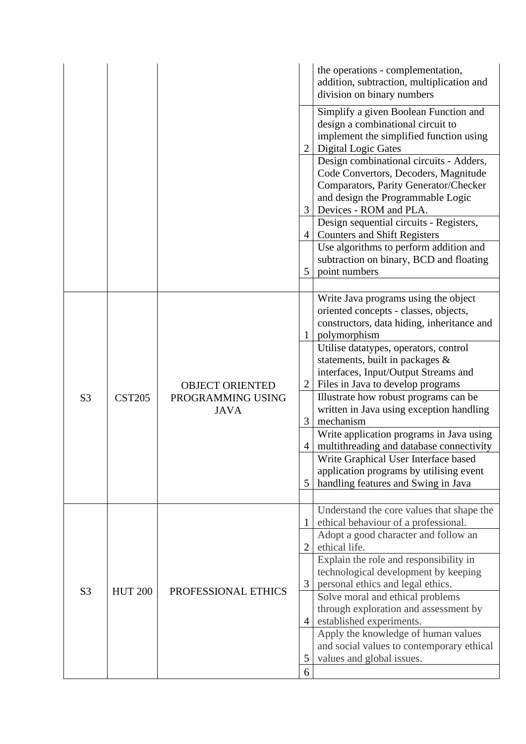| | | | | |
|---|---|---|---|---|
| | | | | the operations - complementation, addition, subtraction, multiplication and division on binary numbers |
| | | | 2 | Simplify a given Boolean Function and design a combinational circuit to implement the simplified function using Digital Logic Gates |
| | | | 3 | Design combinational circuits - Adders, Code Convertors, Decoders, Magnitude Comparators, Parity Generator/Checker and design the Programmable Logic Devices - ROM and PLA. |
| | | | 4 | Design sequential circuits - Registers, Counters and Shift Registers |
| | | | 5 | Use algorithms to perform addition and subtraction on binary, BCD and floating point numbers |
| | | | | |
| S3 | CST205 | OBJECT ORIENTED PROGRAMMING USING JAVA | 1 | Write Java programs using the object oriented concepts - classes, objects, constructors, data hiding, inheritance and polymorphism |
| | | | 2 | Utilise datatypes, operators, control statements, built in packages & interfaces, Input/Output Streams and Files in Java to develop programs |
| | | | 3 | Illustrate how robust programs can be written in Java using exception handling mechanism |
| | | | 4 | Write application programs in Java using multithreading and database connectivity |
| | | | 5 | Write Graphical User Interface based application programs by utilising event handling features and Swing in Java |
| | | | | |
| S3 | HUT 200 | PROFESSIONAL ETHICS | 1 | Understand the core values that shape the ethical behaviour of a professional. |
| | | | 2 | Adopt a good character and follow an ethical life. |
| | | | 3 | Explain the role and responsibility in technological development by keeping personal ethics and legal ethics. |
| | | | 4 | Solve moral and ethical problems through exploration and assessment by established experiments. |
| | | | 5 | Apply the knowledge of human values and social values to contemporary ethical values and global issues. |
| | | | 6 | |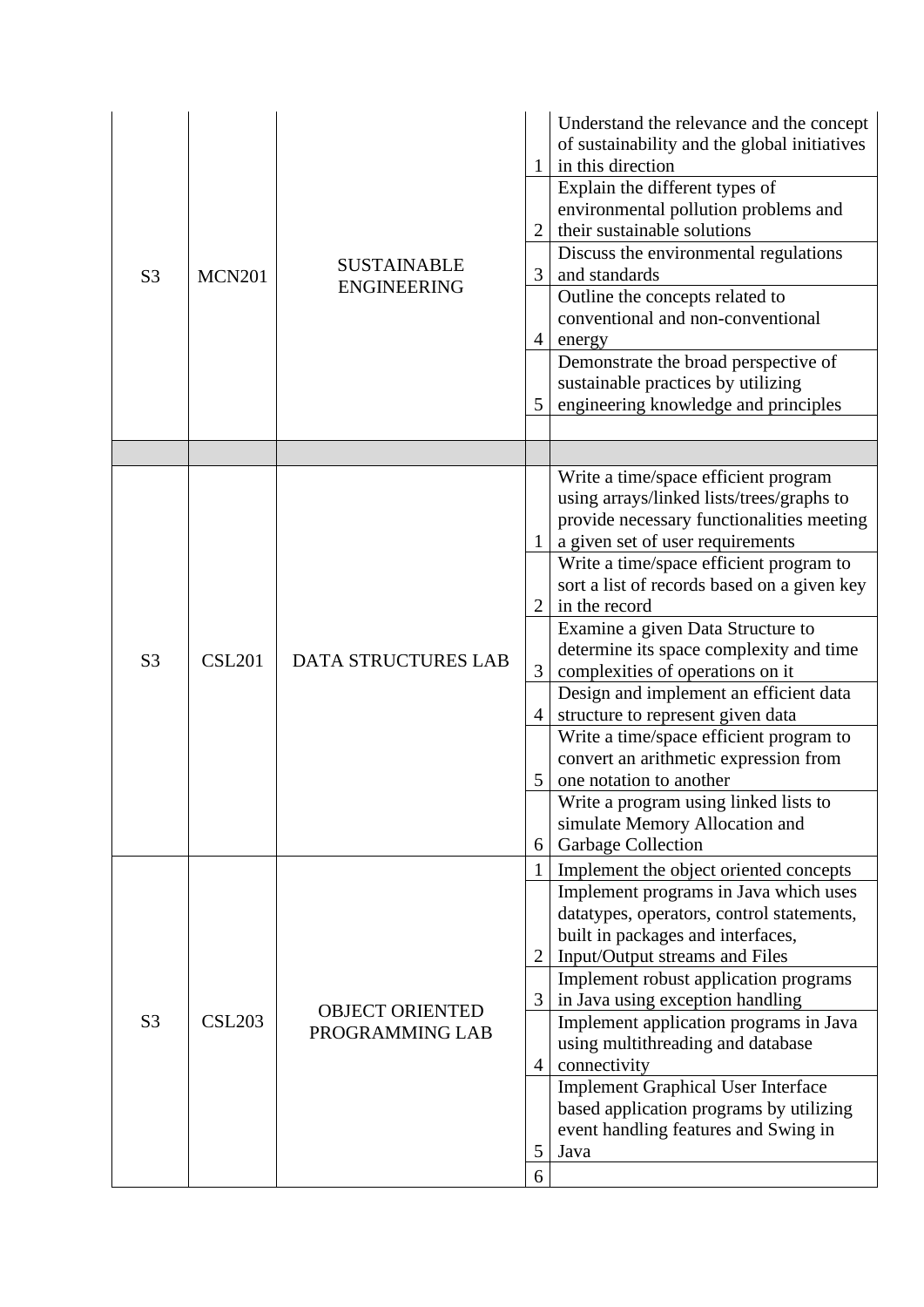| | | | | |
|---|---|---|---|---|
| S3 | MCN201 | SUSTAINABLE ENGINEERING | 1 | Understand the relevance and the concept of sustainability and the global initiatives in this direction |
| | | | 2 | Explain the different types of environmental pollution problems and their sustainable solutions |
| | | | 3 | Discuss the environmental regulations and standards |
| | | | 4 | Outline the concepts related to conventional and non-conventional energy |
| | | | 5 | Demonstrate the broad perspective of sustainable practices by utilizing engineering knowledge and principles |
| | | | | |
| | | | | |
| S3 | CSL201 | DATA STRUCTURES LAB | 1 | Write a time/space efficient program using arrays/linked lists/trees/graphs to provide necessary functionalities meeting a given set of user requirements |
| | | | 2 | Write a time/space efficient program to sort a list of records based on a given key in the record |
| | | | 3 | Examine a given Data Structure to determine its space complexity and time complexities of operations on it |
| | | | 4 | Design and implement an efficient data structure to represent given data |
| | | | 5 | Write a time/space efficient program to convert an arithmetic expression from one notation to another |
| | | | 6 | Write a program using linked lists to simulate Memory Allocation and Garbage Collection |
| S3 | CSL203 | OBJECT ORIENTED PROGRAMMING LAB | 1 | Implement the object oriented concepts |
| | | | 2 | Implement programs in Java which uses datatypes, operators, control statements, built in packages and interfaces, Input/Output streams and Files |
| | | | 3 | Implement robust application programs in Java using exception handling |
| | | | 4 | Implement application programs in Java using multithreading and database connectivity |
| | | | 5 | Implement Graphical User Interface based application programs by utilizing event handling features and Swing in Java |
| | | | 6 | |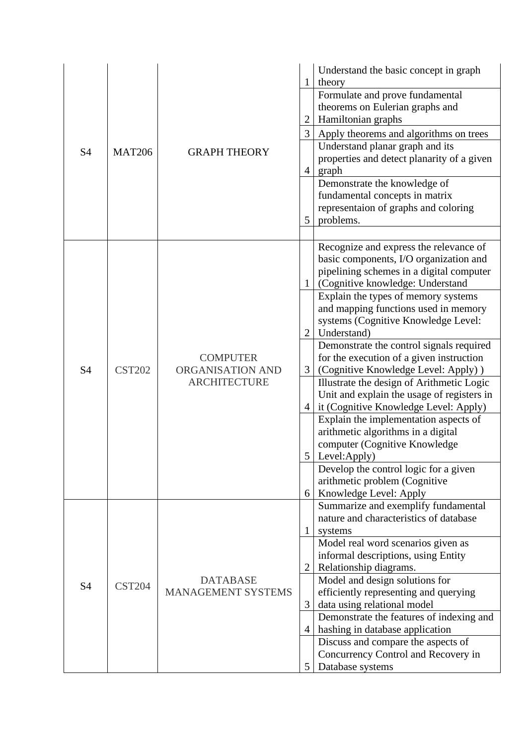| | | | | |
|---|---|---|---|---|
| S4 | MAT206 | GRAPH THEORY | 1 | Understand the basic concept in graph theory |
| | | | 2 | Formulate and prove fundamental theorems on Eulerian graphs and Hamiltonian graphs |
| | | | 3 | Apply theorems and algorithms on trees |
| | | | 4 | Understand planar graph and its properties and detect planarity of a given graph |
| | | | 5 | Demonstrate the knowledge of fundamental concepts in matrix representaion of graphs and coloring problems. |
| | | | | |
| S4 | CST202 | COMPUTER ORGANISATION AND ARCHITECTURE | 1 | Recognize and express the relevance of basic components, I/O organization and pipelining schemes in a digital computer (Cognitive knowledge: Understand |
| | | | 2 | Explain the types of memory systems and mapping functions used in memory systems (Cognitive Knowledge Level: Understand) |
| | | | 3 | Demonstrate the control signals required for the execution of a given instruction (Cognitive Knowledge Level: Apply) ) |
| | | | 4 | Illustrate the design of Arithmetic Logic Unit and explain the usage of registers in it (Cognitive Knowledge Level: Apply) |
| | | | 5 | Explain the implementation aspects of arithmetic algorithms in a digital computer (Cognitive Knowledge Level:Apply) |
| | | | 6 | Develop the control logic for a given arithmetic problem (Cognitive Knowledge Level: Apply |
| S4 | CST204 | DATABASE MANAGEMENT SYSTEMS | 1 | Summarize and exemplify fundamental nature and characteristics of database systems |
| | | | 2 | Model real word scenarios given as informal descriptions, using Entity Relationship diagrams. |
| | | | 3 | Model and design solutions for efficiently representing and querying data using relational model |
| | | | 4 | Demonstrate the features of indexing and hashing in database application |
| | | | 5 | Discuss and compare the aspects of Concurrency Control and Recovery in Database systems |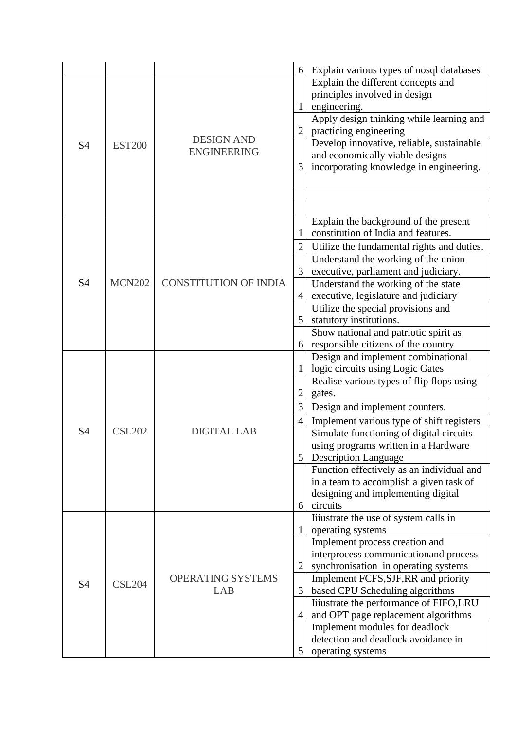| | | | | |
|---|---|---|---|---|
| | | | 6 | Explain various types of nosql databases |
| S4 | EST200 | DESIGN AND ENGINEERING | 1 | Explain the different concepts and principles involved in design engineering. |
| | | | 2 | Apply design thinking while learning and practicing engineering |
| | | | 3 | Develop innovative, reliable, sustainable and economically viable designs incorporating knowledge in engineering. |
| | | | | |
| | | | | |
| | | | | |
| S4 | MCN202 | CONSTITUTION OF INDIA | 1 | Explain the background of the present constitution of India and features. |
| | | | 2 | Utilize the fundamental rights and duties. |
| | | | 3 | Understand the working of the union executive, parliament and judiciary. |
| | | | 4 | Understand the working of the state executive, legislature and judiciary |
| | | | 5 | Utilize the special provisions and statutory institutions. |
| | | | 6 | Show national and patriotic spirit as responsible citizens of the country |
| S4 | CSL202 | DIGITAL LAB | 1 | Design and implement combinational logic circuits using Logic Gates |
| | | | 2 | Realise various types of flip flops using gates. |
| | | | 3 | Design and implement counters. |
| | | | 4 | Implement various type of shift registers |
| | | | 5 | Simulate functioning of digital circuits using programs written in a Hardware Description Language |
| | | | 6 | Function effectively as an individual and in a team to accomplish a given task of designing and implementing digital circuits |
| S4 | CSL204 | OPERATING SYSTEMS LAB | 1 | Iiiustrate the use of system calls in operating systems |
| | | | 2 | Implement process creation and interprocess communicationand process synchronisation in operating systems |
| | | | 3 | Implement FCFS,SJF,RR and priority based CPU Scheduling algorithms |
| | | | 4 | Iiiustrate the performance of FIFO,LRU and OPT page replacement algorithms |
| | | | 5 | Implement modules for deadlock detection and deadlock avoidance in operating systems |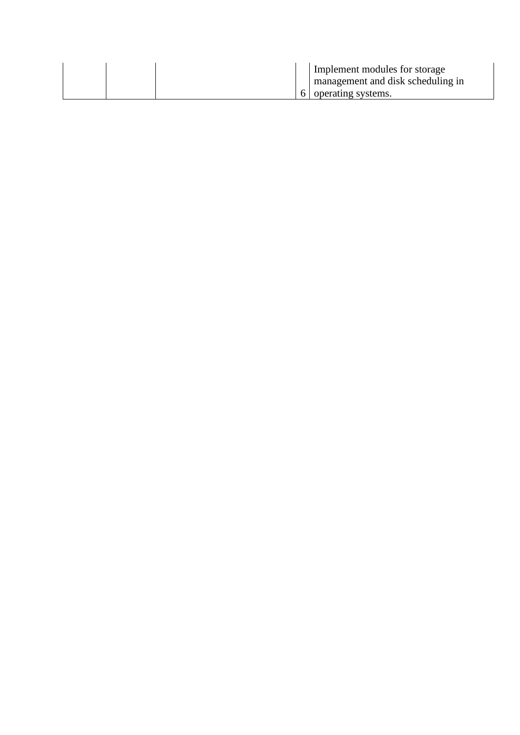| | | | | |
|---|---|---|---|---|
| | | | 6 | Implement modules for storage management and disk scheduling in operating systems. |